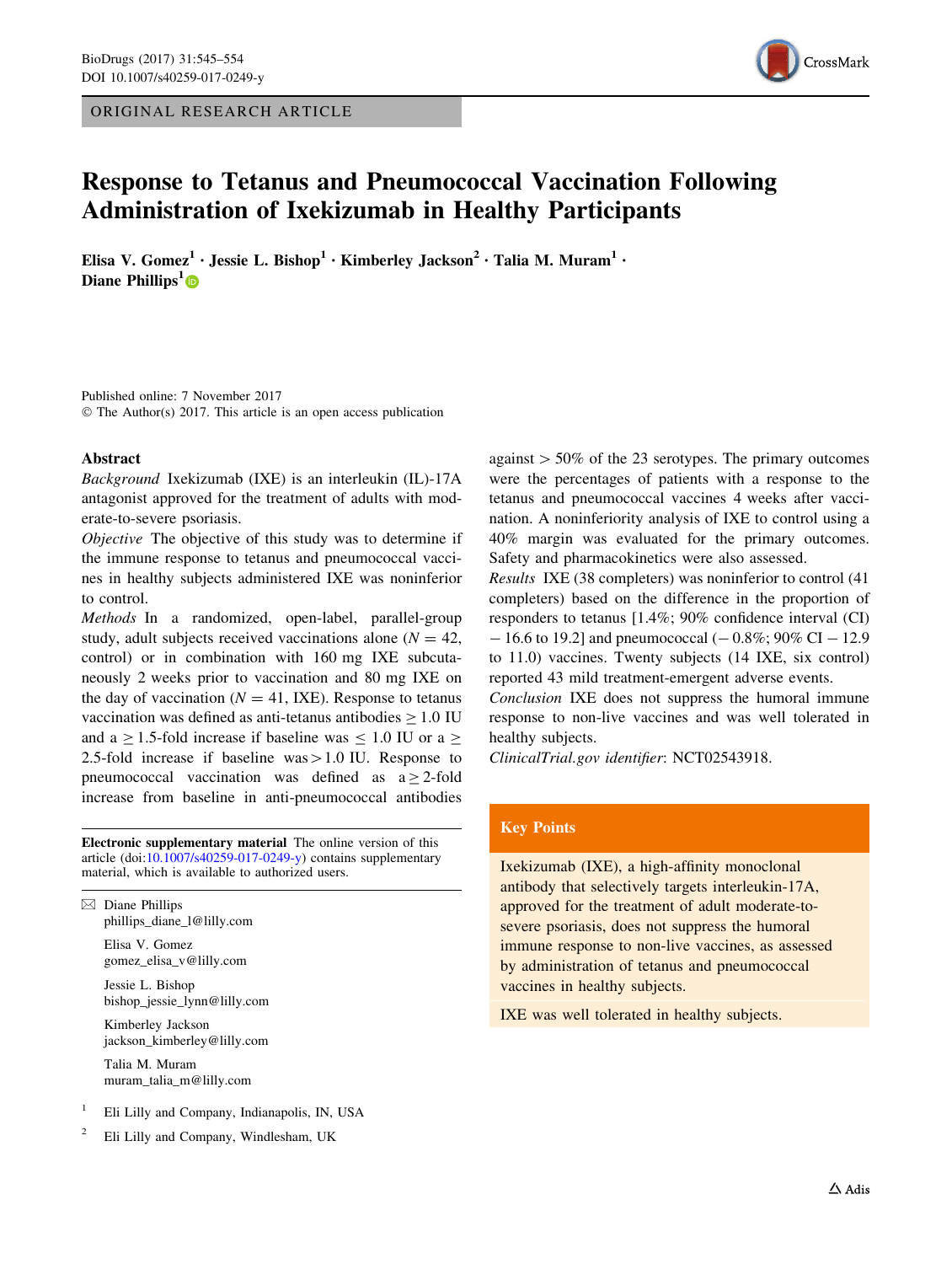ORIGINAL RESEARCH ARTICLE

# Response to Tetanus and Pneumococcal Vaccination Following Administration of Ixekizumab in Healthy Participants

**Elisa V. Gomez[1] · Jessie L. Bishop[1] · Kimberley Jackson[2] · Talia M. Muram[1] · Diane Phillips[1]**

Published online: 7 November 2017
© The Author(s) 2017. This article is an open access publication

## Abstract

*Background* Ixekizumab (IXE) is an interleukin (IL)-17A antagonist approved for the treatment of adults with moderate-to-severe psoriasis.

*Objective* The objective of this study was to determine if the immune response to tetanus and pneumococcal vaccines in healthy subjects administered IXE was noninferior to control.

*Methods* In a randomized, open-label, parallel-group study, adult subjects received vaccinations alone ($N = 42$, control) or in combination with 160 mg IXE subcutaneously 2 weeks prior to vaccination and 80 mg IXE on the day of vaccination ($N = 41$, IXE). Response to tetanus vaccination was defined as anti-tetanus antibodies $\geq 1.0$ IU and a $\geq 1.5$-fold increase if baseline was $\leq 1.0$ IU or a $\geq 2.5$-fold increase if baseline was $> 1.0$ IU. Response to pneumococcal vaccination was defined as a $\geq 2$-fold increase from baseline in anti-pneumococcal antibodies against $> 50\%$ of the 23 serotypes. The primary outcomes were the percentages of patients with a response to the tetanus and pneumococcal vaccines 4 weeks after vaccination. A noninferiority analysis of IXE to control using a 40% margin was evaluated for the primary outcomes. Safety and pharmacokinetics were also assessed.

*Results* IXE (38 completers) was noninferior to control (41 completers) based on the difference in the proportion of responders to tetanus [1.4%; 90% confidence interval (CI) − 16.6 to 19.2] and pneumococcal (− 0.8%; 90% CI − 12.9 to 11.0) vaccines. Twenty subjects (14 IXE, six control) reported 43 mild treatment-emergent adverse events.

*Conclusion* IXE does not suppress the humoral immune response to non-live vaccines and was well tolerated in healthy subjects.

*ClinicalTrial.gov identifier*: NCT02543918.

**Electronic supplementary material** The online version of this article (doi:10.1007/s40259-017-0249-y) contains supplementary material, which is available to authorized users.

✉ Diane Phillips
phillips_diane_l@lilly.com

Elisa V. Gomez
gomez_elisa_v@lilly.com

Jessie L. Bishop
bishop_jessie_lynn@lilly.com

Kimberley Jackson
jackson_kimberley@lilly.com

Talia M. Muram
muram_talia_m@lilly.com

[1] Eli Lilly and Company, Indianapolis, IN, USA

[2] Eli Lilly and Company, Windlesham, UK

## Key Points

Ixekizumab (IXE), a high-affinity monoclonal antibody that selectively targets interleukin-17A, approved for the treatment of adult moderate-to-severe psoriasis, does not suppress the humoral immune response to non-live vaccines, as assessed by administration of tetanus and pneumococcal vaccines in healthy subjects.

IXE was well tolerated in healthy subjects.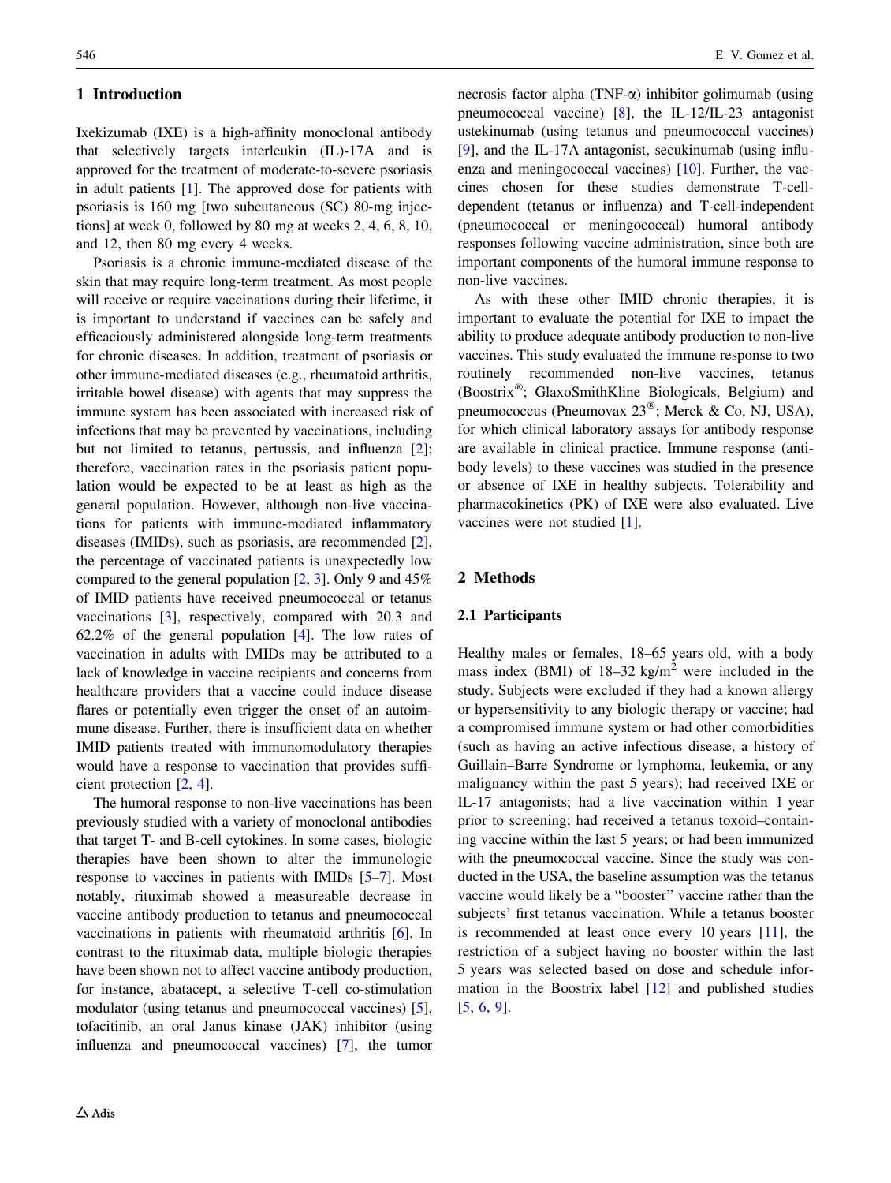## 1 Introduction

Ixekizumab (IXE) is a high-affinity monoclonal antibody that selectively targets interleukin (IL)-17A and is approved for the treatment of moderate-to-severe psoriasis in adult patients [1]. The approved dose for patients with psoriasis is 160 mg [two subcutaneous (SC) 80-mg injections] at week 0, followed by 80 mg at weeks 2, 4, 6, 8, 10, and 12, then 80 mg every 4 weeks.

Psoriasis is a chronic immune-mediated disease of the skin that may require long-term treatment. As most people will receive or require vaccinations during their lifetime, it is important to understand if vaccines can be safely and efficaciously administered alongside long-term treatments for chronic diseases. In addition, treatment of psoriasis or other immune-mediated diseases (e.g., rheumatoid arthritis, irritable bowel disease) with agents that may suppress the immune system has been associated with increased risk of infections that may be prevented by vaccinations, including but not limited to tetanus, pertussis, and influenza [2]; therefore, vaccination rates in the psoriasis patient population would be expected to be at least as high as the general population. However, although non-live vaccinations for patients with immune-mediated inflammatory diseases (IMIDs), such as psoriasis, are recommended [2], the percentage of vaccinated patients is unexpectedly low compared to the general population [2, 3]. Only 9 and 45% of IMID patients have received pneumococcal or tetanus vaccinations [3], respectively, compared with 20.3 and 62.2% of the general population [4]. The low rates of vaccination in adults with IMIDs may be attributed to a lack of knowledge in vaccine recipients and concerns from healthcare providers that a vaccine could induce disease flares or potentially even trigger the onset of an autoimmune disease. Further, there is insufficient data on whether IMID patients treated with immunomodulatory therapies would have a response to vaccination that provides sufficient protection [2, 4].

The humoral response to non-live vaccinations has been previously studied with a variety of monoclonal antibodies that target T- and B-cell cytokines. In some cases, biologic therapies have been shown to alter the immunologic response to vaccines in patients with IMIDs [5–7]. Most notably, rituximab showed a measureable decrease in vaccine antibody production to tetanus and pneumococcal vaccinations in patients with rheumatoid arthritis [6]. In contrast to the rituximab data, multiple biologic therapies have been shown not to affect vaccine antibody production, for instance, abatacept, a selective T-cell co-stimulation modulator (using tetanus and pneumococcal vaccines) [5], tofacitinib, an oral Janus kinase (JAK) inhibitor (using influenza and pneumococcal vaccines) [7], the tumor necrosis factor alpha (TNF-α) inhibitor golimumab (using pneumococcal vaccine) [8], the IL-12/IL-23 antagonist ustekinumab (using tetanus and pneumococcal vaccines) [9], and the IL-17A antagonist, secukinumab (using influenza and meningococcal vaccines) [10]. Further, the vaccines chosen for these studies demonstrate T-cell-dependent (tetanus or influenza) and T-cell-independent (pneumococcal or meningococcal) humoral antibody responses following vaccine administration, since both are important components of the humoral immune response to non-live vaccines.

As with these other IMID chronic therapies, it is important to evaluate the potential for IXE to impact the ability to produce adequate antibody production to non-live vaccines. This study evaluated the immune response to two routinely recommended non-live vaccines, tetanus (Boostrix®; GlaxoSmithKline Biologicals, Belgium) and pneumococcus (Pneumovax 23®; Merck & Co, NJ, USA), for which clinical laboratory assays for antibody response are available in clinical practice. Immune response (antibody levels) to these vaccines was studied in the presence or absence of IXE in healthy subjects. Tolerability and pharmacokinetics (PK) of IXE were also evaluated. Live vaccines were not studied [1].

## 2 Methods

### 2.1 Participants

Healthy males or females, 18–65 years old, with a body mass index (BMI) of 18–32 kg/m$^2$ were included in the study. Subjects were excluded if they had a known allergy or hypersensitivity to any biologic therapy or vaccine; had a compromised immune system or had other comorbidities (such as having an active infectious disease, a history of Guillain–Barre Syndrome or lymphoma, leukemia, or any malignancy within the past 5 years); had received IXE or IL-17 antagonists; had a live vaccination within 1 year prior to screening; had received a tetanus toxoid–containing vaccine within the last 5 years; or had been immunized with the pneumococcal vaccine. Since the study was conducted in the USA, the baseline assumption was the tetanus vaccine would likely be a "booster" vaccine rather than the subjects' first tetanus vaccination. While a tetanus booster is recommended at least once every 10 years [11], the restriction of a subject having no booster within the last 5 years was selected based on dose and schedule information in the Boostrix label [12] and published studies [5, 6, 9].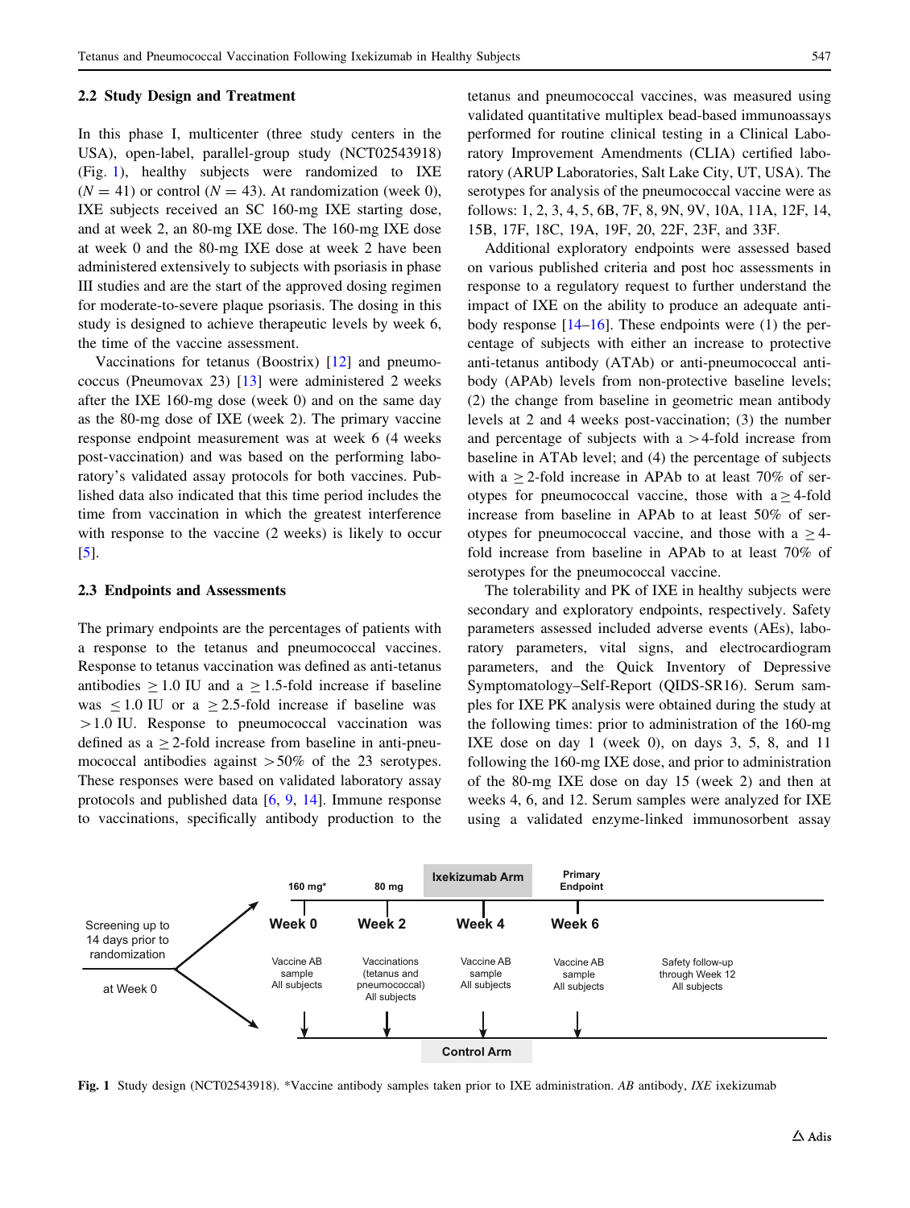### 2.2 Study Design and Treatment

In this phase I, multicenter (three study centers in the USA), open-label, parallel-group study (NCT02543918) (Fig. 1), healthy subjects were randomized to IXE ($N = 41$) or control ($N = 43$). At randomization (week 0), IXE subjects received an SC 160-mg IXE starting dose, and at week 2, an 80-mg IXE dose. The 160-mg IXE dose at week 0 and the 80-mg IXE dose at week 2 have been administered extensively to subjects with psoriasis in phase III studies and are the start of the approved dosing regimen for moderate-to-severe plaque psoriasis. The dosing in this study is designed to achieve therapeutic levels by week 6, the time of the vaccine assessment.

Vaccinations for tetanus (Boostrix) [12] and pneumococcus (Pneumovax 23) [13] were administered 2 weeks after the IXE 160-mg dose (week 0) and on the same day as the 80-mg dose of IXE (week 2). The primary vaccine response endpoint measurement was at week 6 (4 weeks post-vaccination) and was based on the performing laboratory's validated assay protocols for both vaccines. Published data also indicated that this time period includes the time from vaccination in which the greatest interference with response to the vaccine (2 weeks) is likely to occur [5].

### 2.3 Endpoints and Assessments

The primary endpoints are the percentages of patients with a response to the tetanus and pneumococcal vaccines. Response to tetanus vaccination was defined as anti-tetanus antibodies $\geq 1.0$ IU and a $\geq 1.5$-fold increase if baseline was $\leq 1.0$ IU or a $\geq 2.5$-fold increase if baseline was $> 1.0$ IU. Response to pneumococcal vaccination was defined as a $\geq 2$-fold increase from baseline in anti-pneumococcal antibodies against $> 50\%$ of the 23 serotypes. These responses were based on validated laboratory assay protocols and published data [6, 9, 14]. Immune response to vaccinations, specifically antibody production to the tetanus and pneumococcal vaccines, was measured using validated quantitative multiplex bead-based immunoassays performed for routine clinical testing in a Clinical Laboratory Improvement Amendments (CLIA) certified laboratory (ARUP Laboratories, Salt Lake City, UT, USA). The serotypes for analysis of the pneumococcal vaccine were as follows: 1, 2, 3, 4, 5, 6B, 7F, 8, 9N, 9V, 10A, 11A, 12F, 14, 15B, 17F, 18C, 19A, 19F, 20, 22F, 23F, and 33F.

Additional exploratory endpoints were assessed based on various published criteria and post hoc assessments in response to a regulatory request to further understand the impact of IXE on the ability to produce an adequate antibody response [14–16]. These endpoints were (1) the percentage of subjects with either an increase to protective anti-tetanus antibody (ATAb) or anti-pneumococcal antibody (APAb) levels from non-protective baseline levels; (2) the change from baseline in geometric mean antibody levels at 2 and 4 weeks post-vaccination; (3) the number and percentage of subjects with a $> 4$-fold increase from baseline in ATAb level; and (4) the percentage of subjects with a $\geq 2$-fold increase in APAb to at least 70% of serotypes for pneumococcal vaccine, those with a $\geq 4$-fold increase from baseline in APAb to at least 50% of serotypes for pneumococcal vaccine, and those with a $\geq 4$-fold increase from baseline in APAb to at least 70% of serotypes for the pneumococcal vaccine.

The tolerability and PK of IXE in healthy subjects were secondary and exploratory endpoints, respectively. Safety parameters assessed included adverse events (AEs), laboratory parameters, vital signs, and electrocardiogram parameters, and the Quick Inventory of Depressive Symptomatology–Self-Report (QIDS-SR16). Serum samples for IXE PK analysis were obtained during the study at the following times: prior to administration of the 160-mg IXE dose on day 1 (week 0), on days 3, 5, 8, and 11 following the 160-mg IXE dose, and prior to administration of the 80-mg IXE dose on day 15 (week 2) and then at weeks 4, 6, and 12. Serum samples were analyzed for IXE using a validated enzyme-linked immunosorbent assay

| | Week 0 | Week 2 | Week 4 | Week 6 | |
|---|---|---|---|---|---|
| Ixekizumab Arm | 160 mg* | 80 mg | | Primary Endpoint | |
| Screening up to 14 days prior to randomization at Week 0 | Vaccine AB sample All subjects | Vaccinations (tetanus and pneumococcal) All subjects | Vaccine AB sample All subjects | Vaccine AB sample All subjects | Safety follow-up through Week 12 All subjects |
| Control Arm | | | | | |

**Fig. 1** Study design (NCT02543918). *Vaccine antibody samples taken prior to IXE administration. *AB* antibody, *IXE* ixekizumab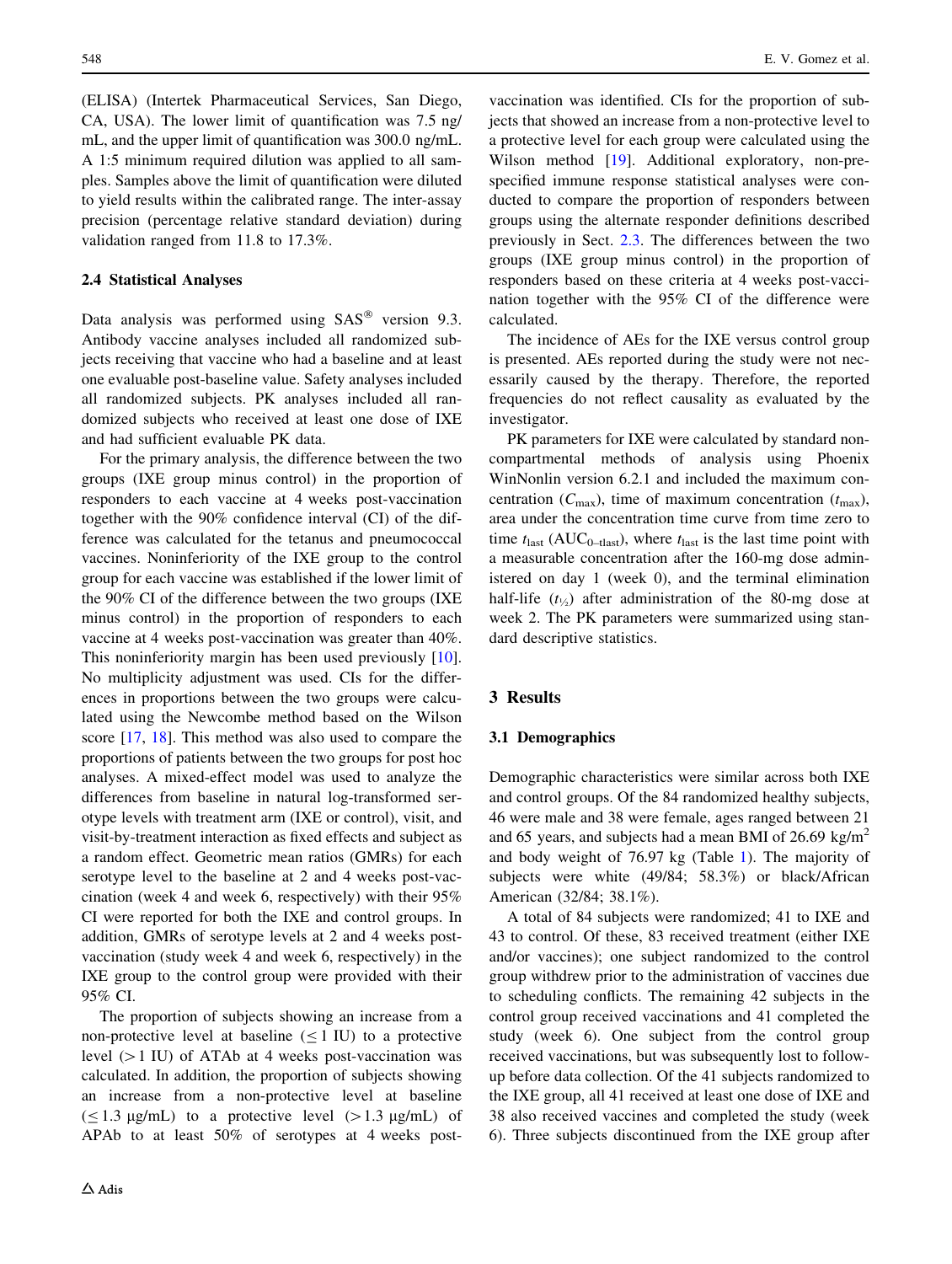(ELISA) (Intertek Pharmaceutical Services, San Diego, CA, USA). The lower limit of quantification was 7.5 ng/mL, and the upper limit of quantification was 300.0 ng/mL. A 1:5 minimum required dilution was applied to all samples. Samples above the limit of quantification were diluted to yield results within the calibrated range. The inter-assay precision (percentage relative standard deviation) during validation ranged from 11.8 to 17.3%.

### 2.4 Statistical Analyses

Data analysis was performed using SAS® version 9.3. Antibody vaccine analyses included all randomized subjects receiving that vaccine who had a baseline and at least one evaluable post-baseline value. Safety analyses included all randomized subjects. PK analyses included all randomized subjects who received at least one dose of IXE and had sufficient evaluable PK data.

For the primary analysis, the difference between the two groups (IXE group minus control) in the proportion of responders to each vaccine at 4 weeks post-vaccination together with the 90% confidence interval (CI) of the difference was calculated for the tetanus and pneumococcal vaccines. Noninferiority of the IXE group to the control group for each vaccine was established if the lower limit of the 90% CI of the difference between the two groups (IXE minus control) in the proportion of responders to each vaccine at 4 weeks post-vaccination was greater than 40%. This noninferiority margin has been used previously [10]. No multiplicity adjustment was used. CIs for the differences in proportions between the two groups were calculated using the Newcombe method based on the Wilson score [17, 18]. This method was also used to compare the proportions of patients between the two groups for post hoc analyses. A mixed-effect model was used to analyze the differences from baseline in natural log-transformed serotype levels with treatment arm (IXE or control), visit, and visit-by-treatment interaction as fixed effects and subject as a random effect. Geometric mean ratios (GMRs) for each serotype level to the baseline at 2 and 4 weeks post-vaccination (week 4 and week 6, respectively) with their 95% CI were reported for both the IXE and control groups. In addition, GMRs of serotype levels at 2 and 4 weeks post-vaccination (study week 4 and week 6, respectively) in the IXE group to the control group were provided with their 95% CI.

The proportion of subjects showing an increase from a non-protective level at baseline ($\leq 1$ IU) to a protective level ($> 1$ IU) of ATAb at 4 weeks post-vaccination was calculated. In addition, the proportion of subjects showing an increase from a non-protective level at baseline ($\leq 1.3$ µg/mL) to a protective level ($> 1.3$ µg/mL) of APAb to at least 50% of serotypes at 4 weeks post-vaccination was identified. CIs for the proportion of subjects that showed an increase from a non-protective level to a protective level for each group were calculated using the Wilson method [19]. Additional exploratory, non-prespecified immune response statistical analyses were conducted to compare the proportion of responders between groups using the alternate responder definitions described previously in Sect. 2.3. The differences between the two groups (IXE group minus control) in the proportion of responders based on these criteria at 4 weeks post-vaccination together with the 95% CI of the difference were calculated.

The incidence of AEs for the IXE versus control group is presented. AEs reported during the study were not necessarily caused by the therapy. Therefore, the reported frequencies do not reflect causality as evaluated by the investigator.

PK parameters for IXE were calculated by standard noncompartmental methods of analysis using Phoenix WinNonlin version 6.2.1 and included the maximum concentration ($C_{max}$), time of maximum concentration ($t_{max}$), area under the concentration time curve from time zero to time $t_{last}$ ($AUC_{0-tlast}$), where $t_{last}$ is the last time point with a measurable concentration after the 160-mg dose administered on day 1 (week 0), and the terminal elimination half-life ($t_{1/2}$) after administration of the 80-mg dose at week 2. The PK parameters were summarized using standard descriptive statistics.

## 3 Results

### 3.1 Demographics

Demographic characteristics were similar across both IXE and control groups. Of the 84 randomized healthy subjects, 46 were male and 38 were female, ages ranged between 21 and 65 years, and subjects had a mean BMI of 26.69 kg/m$^2$ and body weight of 76.97 kg (Table 1). The majority of subjects were white (49/84; 58.3%) or black/African American (32/84; 38.1%).

A total of 84 subjects were randomized; 41 to IXE and 43 to control. Of these, 83 received treatment (either IXE and/or vaccines); one subject randomized to the control group withdrew prior to the administration of vaccines due to scheduling conflicts. The remaining 42 subjects in the control group received vaccinations and 41 completed the study (week 6). One subject from the control group received vaccinations, but was subsequently lost to follow-up before data collection. Of the 41 subjects randomized to the IXE group, all 41 received at least one dose of IXE and 38 also received vaccines and completed the study (week 6). Three subjects discontinued from the IXE group after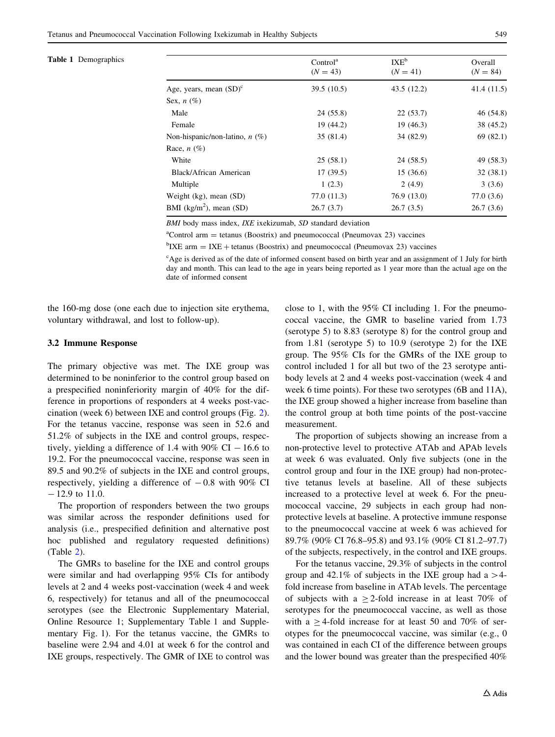**Table 1** Demographics

| | Control[a] (N = 43) | IXE[b] (N = 41) | Overall (N = 84) |
|---|---|---|---|
| Age, years, mean (SD)[c] | 39.5 (10.5) | 43.5 (12.2) | 41.4 (11.5) |
| Sex, n (%) | | | |
| Male | 24 (55.8) | 22 (53.7) | 46 (54.8) |
| Female | 19 (44.2) | 19 (46.3) | 38 (45.2) |
| Non-hispanic/non-latino, n (%) | 35 (81.4) | 34 (82.9) | 69 (82.1) |
| Race, n (%) | | | |
| White | 25 (58.1) | 24 (58.5) | 49 (58.3) |
| Black/African American | 17 (39.5) | 15 (36.6) | 32 (38.1) |
| Multiple | 1 (2.3) | 2 (4.9) | 3 (3.6) |
| Weight (kg), mean (SD) | 77.0 (11.3) | 76.9 (13.0) | 77.0 (3.6) |
| BMI (kg/m$^2$), mean (SD) | 26.7 (3.7) | 26.7 (3.5) | 26.7 (3.6) |

*BMI* body mass index, *IXE* ixekizumab, *SD* standard deviation

[a]Control arm = tetanus (Boostrix) and pneumococcal (Pneumovax 23) vaccines

[b]IXE arm = IXE + tetanus (Boostrix) and pneumococcal (Pneumovax 23) vaccines

[c]Age is derived as of the date of informed consent based on birth year and an assignment of 1 July for birth day and month. This can lead to the age in years being reported as 1 year more than the actual age on the date of informed consent

the 160-mg dose (one each due to injection site erythema, voluntary withdrawal, and lost to follow-up).

### 3.2 Immune Response

The primary objective was met. The IXE group was determined to be noninferior to the control group based on a prespecified noninferiority margin of 40% for the difference in proportions of responders at 4 weeks post-vaccination (week 6) between IXE and control groups (Fig. 2). For the tetanus vaccine, response was seen in 52.6 and 51.2% of subjects in the IXE and control groups, respectively, yielding a difference of 1.4 with 90% CI − 16.6 to 19.2. For the pneumococcal vaccine, response was seen in 89.5 and 90.2% of subjects in the IXE and control groups, respectively, yielding a difference of − 0.8 with 90% CI − 12.9 to 11.0.

The proportion of responders between the two groups was similar across the responder definitions used for analysis (i.e., prespecified definition and alternative post hoc published and regulatory requested definitions) (Table 2).

The GMRs to baseline for the IXE and control groups were similar and had overlapping 95% CIs for antibody levels at 2 and 4 weeks post-vaccination (week 4 and week 6, respectively) for tetanus and all of the pneumococcal serotypes (see the Electronic Supplementary Material, Online Resource 1; Supplementary Table 1 and Supplementary Fig. 1). For the tetanus vaccine, the GMRs to baseline were 2.94 and 4.01 at week 6 for the control and IXE groups, respectively. The GMR of IXE to control was close to 1, with the 95% CI including 1. For the pneumococcal vaccine, the GMR to baseline varied from 1.73 (serotype 5) to 8.83 (serotype 8) for the control group and from 1.81 (serotype 5) to 10.9 (serotype 2) for the IXE group. The 95% CIs for the GMRs of the IXE group to control included 1 for all but two of the 23 serotype antibody levels at 2 and 4 weeks post-vaccination (week 4 and week 6 time points). For these two serotypes (6B and 11A), the IXE group showed a higher increase from baseline than the control group at both time points of the post-vaccine measurement.

The proportion of subjects showing an increase from a non-protective level to protective ATAb and APAb levels at week 6 was evaluated. Only five subjects (one in the control group and four in the IXE group) had non-protective tetanus levels at baseline. All of these subjects increased to a protective level at week 6. For the pneumococcal vaccine, 29 subjects in each group had non-protective levels at baseline. A protective immune response to the pneumococcal vaccine at week 6 was achieved for 89.7% (90% CI 76.8–95.8) and 93.1% (90% CI 81.2–97.7) of the subjects, respectively, in the control and IXE groups.

For the tetanus vaccine, 29.3% of subjects in the control group and 42.1% of subjects in the IXE group had a $>4$-fold increase from baseline in ATAb levels. The percentage of subjects with a $\geq 2$-fold increase in at least 70% of serotypes for the pneumococcal vaccine, as well as those with a $\geq 4$-fold increase for at least 50 and 70% of serotypes for the pneumococcal vaccine, was similar (e.g., 0 was contained in each CI of the difference between groups and the lower bound was greater than the prespecified 40%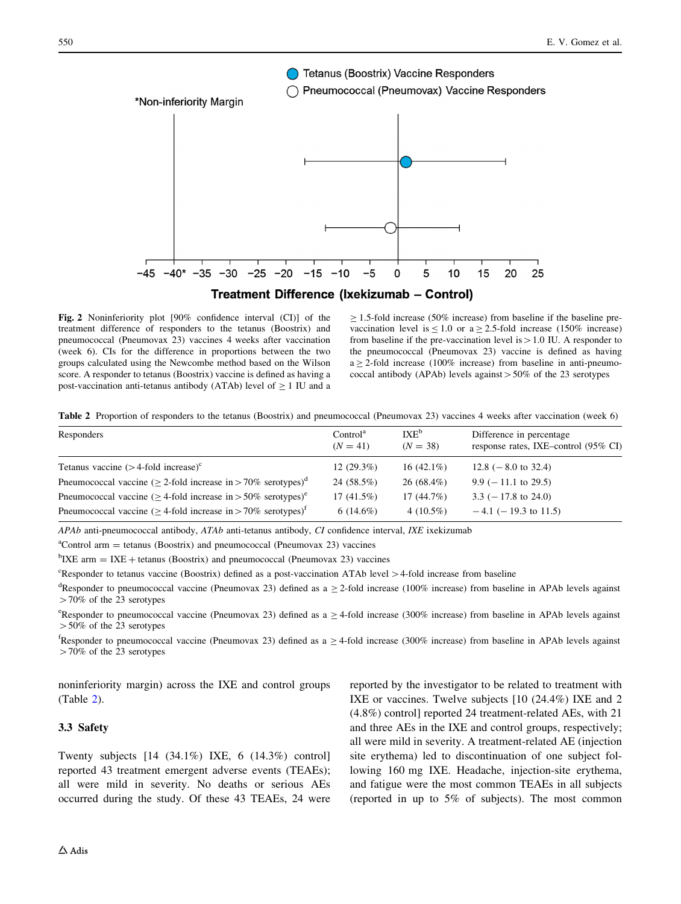Fig. 2 Noninferiority plot [90% confidence interval (CI)] of the treatment difference of responders to the tetanus (Boostrix) and pneumococcal (Pneumovax 23) vaccines 4 weeks after vaccination (week 6). CIs for the difference in proportions between the two groups calculated using the Newcombe method based on the Wilson score. A responder to tetanus (Boostrix) vaccine is defined as having a post-vaccination anti-tetanus antibody (ATAb) level of ≥ 1 IU and a ≥ 1.5-fold increase (50% increase) from baseline if the baseline pre-vaccination level is ≤ 1.0 or a ≥ 2.5-fold increase (150% increase) from baseline if the pre-vaccination level is > 1.0 IU. A responder to the pneumococcal (Pneumovax 23) vaccine is defined as having a ≥ 2-fold increase (100% increase) from baseline in anti-pneumococcal antibody (APAb) levels against > 50% of the 23 serotypes

**Table 2** Proportion of responders to the tetanus (Boostrix) and pneumococcal (Pneumovax 23) vaccines 4 weeks after vaccination (week 6)

| Responders | Control[a] (N = 41) | IXE[b] (N = 38) | Difference in percentage response rates, IXE–control (95% CI) |
|---|---|---|---|
| Tetanus vaccine (> 4-fold increase)[c] | 12 (29.3%) | 16 (42.1%) | 12.8 (− 8.0 to 32.4) |
| Pneumococcal vaccine (≥ 2-fold increase in > 70% serotypes)[d] | 24 (58.5%) | 26 (68.4%) | 9.9 (− 11.1 to 29.5) |
| Pneumococcal vaccine (≥ 4-fold increase in > 50% serotypes)[e] | 17 (41.5%) | 17 (44.7%) | 3.3 (− 17.8 to 24.0) |
| Pneumococcal vaccine (≥ 4-fold increase in > 70% serotypes)[f] | 6 (14.6%) | 4 (10.5%) | − 4.1 (− 19.3 to 11.5) |

*APAb* anti-pneumococcal antibody, *ATAb* anti-tetanus antibody, *CI* confidence interval, *IXE* ixekizumab

[a]Control arm = tetanus (Boostrix) and pneumococcal (Pneumovax 23) vaccines

[b]IXE arm = IXE + tetanus (Boostrix) and pneumococcal (Pneumovax 23) vaccines

[c]Responder to tetanus vaccine (Boostrix) defined as a post-vaccination ATAb level > 4-fold increase from baseline

[d]Responder to pneumococcal vaccine (Pneumovax 23) defined as a ≥ 2-fold increase (100% increase) from baseline in APAb levels against > 70% of the 23 serotypes

[e]Responder to pneumococcal vaccine (Pneumovax 23) defined as a ≥ 4-fold increase (300% increase) from baseline in APAb levels against > 50% of the 23 serotypes

[f]Responder to pneumococcal vaccine (Pneumovax 23) defined as a ≥ 4-fold increase (300% increase) from baseline in APAb levels against > 70% of the 23 serotypes

noninferiority margin) across the IXE and control groups (Table 2).

### 3.3 Safety

Twenty subjects [14 (34.1%) IXE, 6 (14.3%) control] reported 43 treatment emergent adverse events (TEAEs); all were mild in severity. No deaths or serious AEs occurred during the study. Of these 43 TEAEs, 24 were reported by the investigator to be related to treatment with IXE or vaccines. Twelve subjects [10 (24.4%) IXE and 2 (4.8%) control] reported 24 treatment-related AEs, with 21 and three AEs in the IXE and control groups, respectively; all were mild in severity. A treatment-related AE (injection site erythema) led to discontinuation of one subject following 160 mg IXE. Headache, injection-site erythema, and fatigue were the most common TEAEs in all subjects (reported in up to 5% of subjects). The most common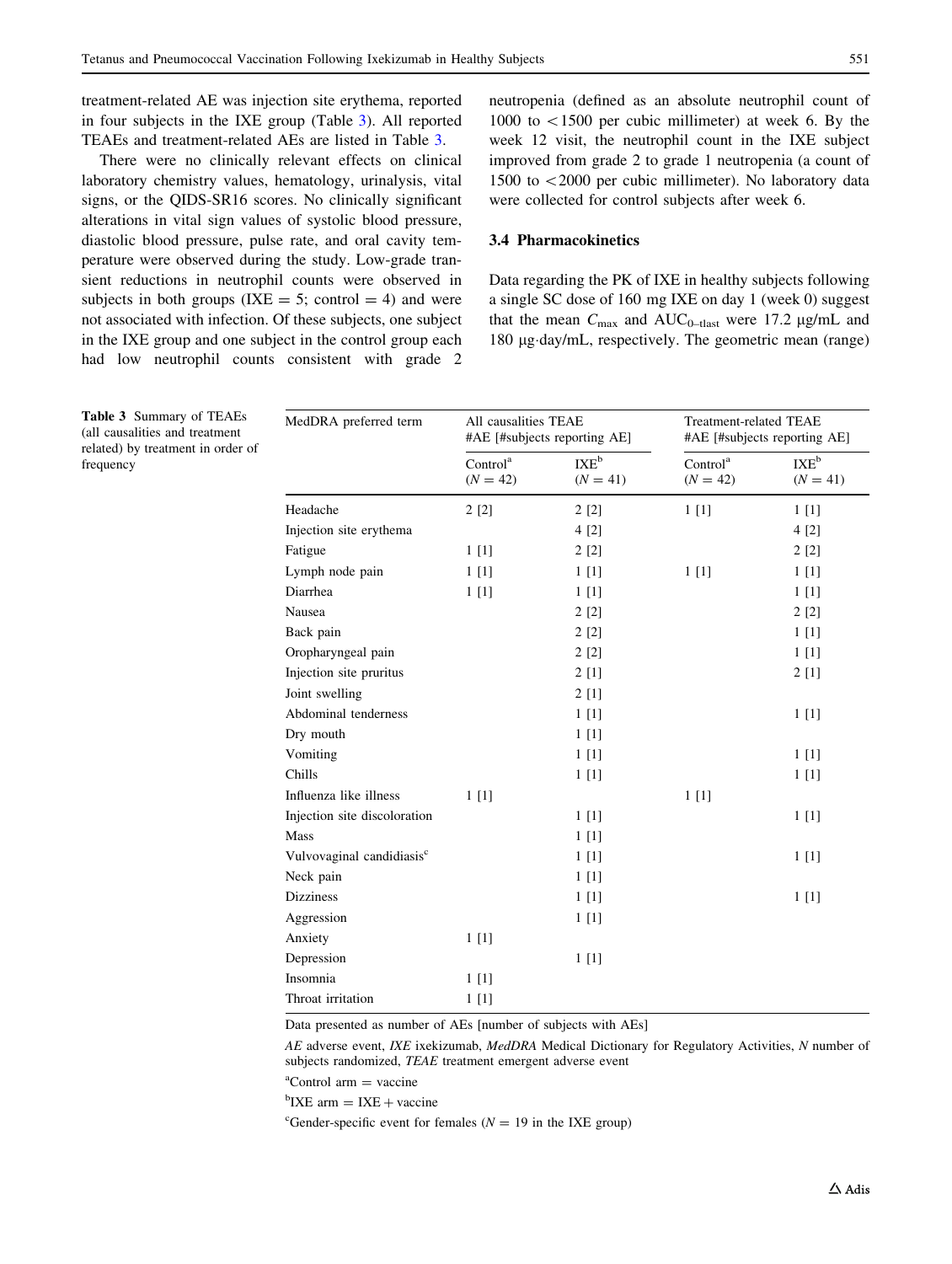treatment-related AE was injection site erythema, reported in four subjects in the IXE group (Table 3). All reported TEAEs and treatment-related AEs are listed in Table 3.

There were no clinically relevant effects on clinical laboratory chemistry values, hematology, urinalysis, vital signs, or the QIDS-SR16 scores. No clinically significant alterations in vital sign values of systolic blood pressure, diastolic blood pressure, pulse rate, and oral cavity temperature were observed during the study. Low-grade transient reductions in neutrophil counts were observed in subjects in both groups (IXE = 5; control = 4) and were not associated with infection. Of these subjects, one subject in the IXE group and one subject in the control group each had low neutrophil counts consistent with grade 2 neutropenia (defined as an absolute neutrophil count of 1000 to <1500 per cubic millimeter) at week 6. By the week 12 visit, the neutrophil count in the IXE subject improved from grade 2 to grade 1 neutropenia (a count of 1500 to <2000 per cubic millimeter). No laboratory data were collected for control subjects after week 6.

### 3.4 Pharmacokinetics

Data regarding the PK of IXE in healthy subjects following a single SC dose of 160 mg IXE on day 1 (week 0) suggest that the mean $C_{max}$ and $AUC_{0-tlast}$ were 17.2 μg/mL and 180 μg·day/mL, respectively. The geometric mean (range)

**Table 3** Summary of TEAEs (all causalities and treatment related) by treatment in order of frequency

| MedDRA preferred term | All causalities TEAE #AE [#subjects reporting AE] | | Treatment-related TEAE #AE [#subjects reporting AE] | |
|---|---|---|---|---|
| | Control[a] ($N = 42$) | IXE[b] ($N = 41$) | Control[a] ($N = 42$) | IXE[b] ($N = 41$) |
| Headache | 2 [2] | 2 [2] | 1 [1] | 1 [1] |
| Injection site erythema | | 4 [2] | | 4 [2] |
| Fatigue | 1 [1] | 2 [2] | | 2 [2] |
| Lymph node pain | 1 [1] | 1 [1] | 1 [1] | 1 [1] |
| Diarrhea | 1 [1] | 1 [1] | | 1 [1] |
| Nausea | | 2 [2] | | 2 [2] |
| Back pain | | 2 [2] | | 1 [1] |
| Oropharyngeal pain | | 2 [2] | | 1 [1] |
| Injection site pruritus | | 2 [1] | | 2 [1] |
| Joint swelling | | 2 [1] | | |
| Abdominal tenderness | | 1 [1] | | 1 [1] |
| Dry mouth | | 1 [1] | | |
| Vomiting | | 1 [1] | | 1 [1] |
| Chills | | 1 [1] | | 1 [1] |
| Influenza like illness | 1 [1] | | 1 [1] | |
| Injection site discoloration | | 1 [1] | | 1 [1] |
| Mass | | 1 [1] | | |
| Vulvovaginal candidiasis[c] | | 1 [1] | | 1 [1] |
| Neck pain | | 1 [1] | | |
| Dizziness | | 1 [1] | | 1 [1] |
| Aggression | | 1 [1] | | |
| Anxiety | 1 [1] | | | |
| Depression | | 1 [1] | | |
| Insomnia | 1 [1] | | | |
| Throat irritation | 1 [1] | | | |

Data presented as number of AEs [number of subjects with AEs]

*AE* adverse event, *IXE* ixekizumab, *MedDRA* Medical Dictionary for Regulatory Activities, *N* number of subjects randomized, *TEAE* treatment emergent adverse event

[a]Control arm = vaccine

[b]IXE arm = IXE + vaccine

[c]Gender-specific event for females ($N = 19$ in the IXE group)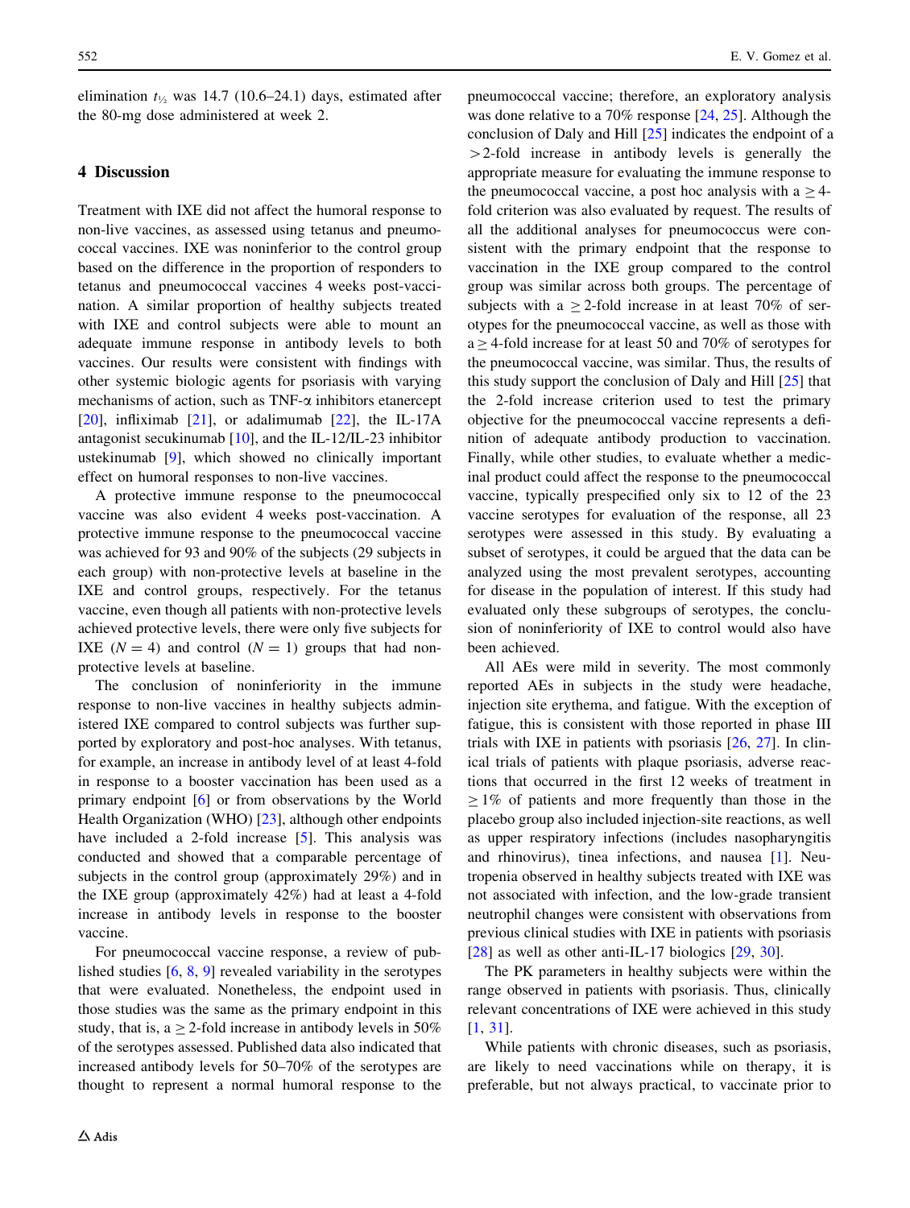elimination $t_{½}$ was 14.7 (10.6–24.1) days, estimated after the 80-mg dose administered at week 2.

## 4 Discussion

Treatment with IXE did not affect the humoral response to non-live vaccines, as assessed using tetanus and pneumococcal vaccines. IXE was noninferior to the control group based on the difference in the proportion of responders to tetanus and pneumococcal vaccines 4 weeks post-vaccination. A similar proportion of healthy subjects treated with IXE and control subjects were able to mount an adequate immune response in antibody levels to both vaccines. Our results were consistent with findings with other systemic biologic agents for psoriasis with varying mechanisms of action, such as TNF-α inhibitors etanercept [20], infliximab [21], or adalimumab [22], the IL-17A antagonist secukinumab [10], and the IL-12/IL-23 inhibitor ustekinumab [9], which showed no clinically important effect on humoral responses to non-live vaccines.

A protective immune response to the pneumococcal vaccine was also evident 4 weeks post-vaccination. A protective immune response to the pneumococcal vaccine was achieved for 93 and 90% of the subjects (29 subjects in each group) with non-protective levels at baseline in the IXE and control groups, respectively. For the tetanus vaccine, even though all patients with non-protective levels achieved protective levels, there were only five subjects for IXE ($N = 4$) and control ($N = 1$) groups that had non-protective levels at baseline.

The conclusion of noninferiority in the immune response to non-live vaccines in healthy subjects administered IXE compared to control subjects was further supported by exploratory and post-hoc analyses. With tetanus, for example, an increase in antibody level of at least 4-fold in response to a booster vaccination has been used as a primary endpoint [6] or from observations by the World Health Organization (WHO) [23], although other endpoints have included a 2-fold increase [5]. This analysis was conducted and showed that a comparable percentage of subjects in the control group (approximately 29%) and in the IXE group (approximately 42%) had at least a 4-fold increase in antibody levels in response to the booster vaccine.

For pneumococcal vaccine response, a review of published studies [6, 8, 9] revealed variability in the serotypes that were evaluated. Nonetheless, the endpoint used in those studies was the same as the primary endpoint in this study, that is, a $\geq$ 2-fold increase in antibody levels in 50% of the serotypes assessed. Published data also indicated that increased antibody levels for 50–70% of the serotypes are thought to represent a normal humoral response to the pneumococcal vaccine; therefore, an exploratory analysis was done relative to a 70% response [24, 25]. Although the conclusion of Daly and Hill [25] indicates the endpoint of a $>$2-fold increase in antibody levels is generally the appropriate measure for evaluating the immune response to the pneumococcal vaccine, a post hoc analysis with a $\geq$ 4-fold criterion was also evaluated by request. The results of all the additional analyses for pneumococcus were consistent with the primary endpoint that the response to vaccination in the IXE group compared to the control group was similar across both groups. The percentage of subjects with a $\geq$ 2-fold increase in at least 70% of serotypes for the pneumococcal vaccine, as well as those with a $\geq$ 4-fold increase for at least 50 and 70% of serotypes for the pneumococcal vaccine, was similar. Thus, the results of this study support the conclusion of Daly and Hill [25] that the 2-fold increase criterion used to test the primary objective for the pneumococcal vaccine represents a definition of adequate antibody production to vaccination. Finally, while other studies, to evaluate whether a medicinal product could affect the response to the pneumococcal vaccine, typically prespecified only six to 12 of the 23 vaccine serotypes for evaluation of the response, all 23 serotypes were assessed in this study. By evaluating a subset of serotypes, it could be argued that the data can be analyzed using the most prevalent serotypes, accounting for disease in the population of interest. If this study had evaluated only these subgroups of serotypes, the conclusion of noninferiority of IXE to control would also have been achieved.

All AEs were mild in severity. The most commonly reported AEs in subjects in the study were headache, injection site erythema, and fatigue. With the exception of fatigue, this is consistent with those reported in phase III trials with IXE in patients with psoriasis [26, 27]. In clinical trials of patients with plaque psoriasis, adverse reactions that occurred in the first 12 weeks of treatment in $\geq$ 1% of patients and more frequently than those in the placebo group also included injection-site reactions, as well as upper respiratory infections (includes nasopharyngitis and rhinovirus), tinea infections, and nausea [1]. Neutropenia observed in healthy subjects treated with IXE was not associated with infection, and the low-grade transient neutrophil changes were consistent with observations from previous clinical studies with IXE in patients with psoriasis [28] as well as other anti-IL-17 biologics [29, 30].

The PK parameters in healthy subjects were within the range observed in patients with psoriasis. Thus, clinically relevant concentrations of IXE were achieved in this study [1, 31].

While patients with chronic diseases, such as psoriasis, are likely to need vaccinations while on therapy, it is preferable, but not always practical, to vaccinate prior to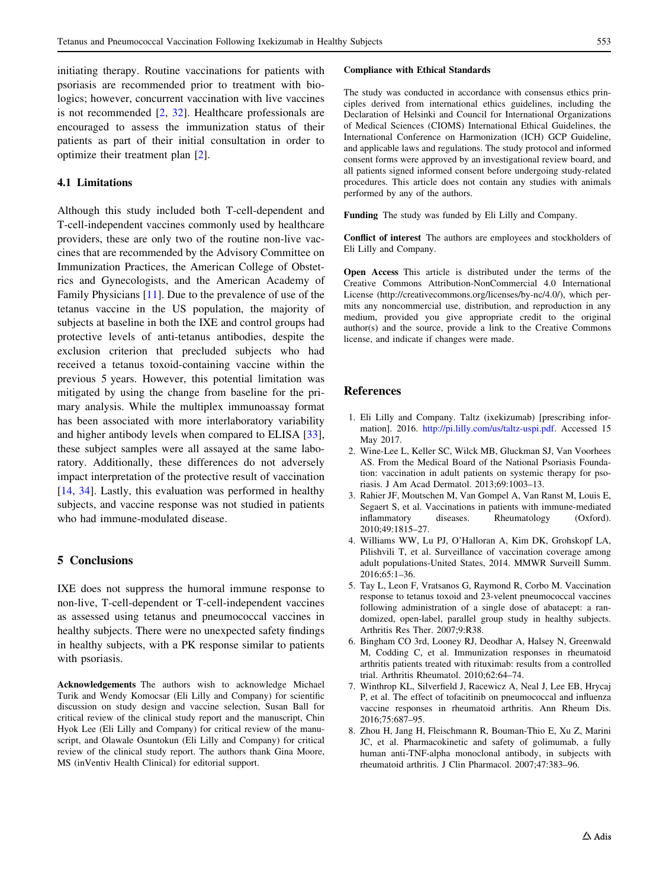initiating therapy. Routine vaccinations for patients with psoriasis are recommended prior to treatment with biologics; however, concurrent vaccination with live vaccines is not recommended [2, 32]. Healthcare professionals are encouraged to assess the immunization status of their patients as part of their initial consultation in order to optimize their treatment plan [2].

### 4.1 Limitations

Although this study included both T-cell-dependent and T-cell-independent vaccines commonly used by healthcare providers, these are only two of the routine non-live vaccines that are recommended by the Advisory Committee on Immunization Practices, the American College of Obstetrics and Gynecologists, and the American Academy of Family Physicians [11]. Due to the prevalence of use of the tetanus vaccine in the US population, the majority of subjects at baseline in both the IXE and control groups had protective levels of anti-tetanus antibodies, despite the exclusion criterion that precluded subjects who had received a tetanus toxoid-containing vaccine within the previous 5 years. However, this potential limitation was mitigated by using the change from baseline for the primary analysis. While the multiplex immunoassay format has been associated with more interlaboratory variability and higher antibody levels when compared to ELISA [33], these subject samples were all assayed at the same laboratory. Additionally, these differences do not adversely impact interpretation of the protective result of vaccination [14, 34]. Lastly, this evaluation was performed in healthy subjects, and vaccine response was not studied in patients who had immune-modulated disease.

## 5 Conclusions

IXE does not suppress the humoral immune response to non-live, T-cell-dependent or T-cell-independent vaccines as assessed using tetanus and pneumococcal vaccines in healthy subjects. There were no unexpected safety findings in healthy subjects, with a PK response similar to patients with psoriasis.

**Acknowledgements** The authors wish to acknowledge Michael Turik and Wendy Komocsar (Eli Lilly and Company) for scientific discussion on study design and vaccine selection, Susan Ball for critical review of the clinical study report and the manuscript, Chin Hyok Lee (Eli Lilly and Company) for critical review of the manuscript, and Olawale Osuntokun (Eli Lilly and Company) for critical review of the clinical study report. The authors thank Gina Moore, MS (inVentiv Health Clinical) for editorial support.

**Compliance with Ethical Standards**

The study was conducted in accordance with consensus ethics principles derived from international ethics guidelines, including the Declaration of Helsinki and Council for International Organizations of Medical Sciences (CIOMS) International Ethical Guidelines, the International Conference on Harmonization (ICH) GCP Guideline, and applicable laws and regulations. The study protocol and informed consent forms were approved by an investigational review board, and all patients signed informed consent before undergoing study-related procedures. This article does not contain any studies with animals performed by any of the authors.

**Funding** The study was funded by Eli Lilly and Company.

**Conflict of interest** The authors are employees and stockholders of Eli Lilly and Company.

**Open Access** This article is distributed under the terms of the Creative Commons Attribution-NonCommercial 4.0 International License (http://creativecommons.org/licenses/by-nc/4.0/), which permits any noncommercial use, distribution, and reproduction in any medium, provided you give appropriate credit to the original author(s) and the source, provide a link to the Creative Commons license, and indicate if changes were made.

## References

1. Eli Lilly and Company. Taltz (ixekizumab) [prescribing information]. 2016. http://pi.lilly.com/us/taltz-uspi.pdf. Accessed 15 May 2017.
2. Wine-Lee L, Keller SC, Wilck MB, Gluckman SJ, Van Voorhees AS. From the Medical Board of the National Psoriasis Foundation: vaccination in adult patients on systemic therapy for psoriasis. J Am Acad Dermatol. 2013;69:1003–13.
3. Rahier JF, Moutschen M, Van Gompel A, Van Ranst M, Louis E, Segaert S, et al. Vaccinations in patients with immune-mediated inflammatory diseases. Rheumatology (Oxford). 2010;49:1815–27.
4. Williams WW, Lu PJ, O'Halloran A, Kim DK, Grohskopf LA, Pilishvili T, et al. Surveillance of vaccination coverage among adult populations-United States, 2014. MMWR Surveill Summ. 2016;65:1–36.
5. Tay L, Leon F, Vratsanos G, Raymond R, Corbo M. Vaccination response to tetanus toxoid and 23-velent pneumococcal vaccines following administration of a single dose of abatacept: a randomized, open-label, parallel group study in healthy subjects. Arthritis Res Ther. 2007;9:R38.
6. Bingham CO 3rd, Looney RJ, Deodhar A, Halsey N, Greenwald M, Codding C, et al. Immunization responses in rheumatoid arthritis patients treated with rituximab: results from a controlled trial. Arthritis Rheumatol. 2010;62:64–74.
7. Winthrop KL, Silverfield J, Racewicz A, Neal J, Lee EB, Hrycaj P, et al. The effect of tofacitinib on pneumococcal and influenza vaccine responses in rheumatoid arthritis. Ann Rheum Dis. 2016;75:687–95.
8. Zhou H, Jang H, Fleischmann R, Bouman-Thio E, Xu Z, Marini JC, et al. Pharmacokinetic and safety of golimumab, a fully human anti-TNF-alpha monoclonal antibody, in subjects with rheumatoid arthritis. J Clin Pharmacol. 2007;47:383–96.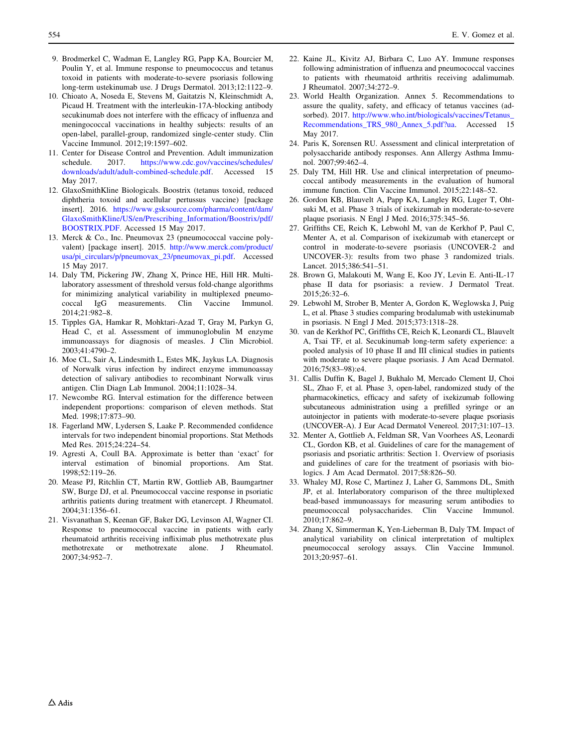9. Brodmerkel C, Wadman E, Langley RG, Papp KA, Bourcier M, Poulin Y, et al. Immune response to pneumococcus and tetanus toxoid in patients with moderate-to-severe psoriasis following long-term ustekinumab use. J Drugs Dermatol. 2013;12:1122–9.
10. Chioato A, Noseda E, Stevens M, Gaitatzis N, Kleinschmidt A, Picaud H. Treatment with the interleukin-17A-blocking antibody secukinumab does not interfere with the efficacy of influenza and meningococcal vaccinations in healthy subjects: results of an open-label, parallel-group, randomized single-center study. Clin Vaccine Immunol. 2012;19:1597–602.
11. Center for Disease Control and Prevention. Adult immunization schedule. 2017. https://www.cdc.gov/vaccines/schedules/downloads/adult/adult-combined-schedule.pdf. Accessed 15 May 2017.
12. GlaxoSmithKline Biologicals. Boostrix (tetanus toxoid, reduced diphtheria toxoid and acellular pertussus vaccine) [package insert]. 2016. https://www.gsksource.com/pharma/content/dam/GlaxoSmithKline/US/en/Prescribing_Information/Boostrix/pdf/BOOSTRIX.PDF. Accessed 15 May 2017.
13. Merck & Co., Inc. Pneumovax 23 (pneumococcal vaccine polyvalent) [package insert]. 2015. http://www.merck.com/product/usa/pi_circulars/p/pneumovax_23/pneumovax_pi.pdf. Accessed 15 May 2017.
14. Daly TM, Pickering JW, Zhang X, Prince HE, Hill HR. Multilaboratory assessment of threshold versus fold-change algorithms for minimizing analytical variability in multiplexed pneumococcal IgG measurements. Clin Vaccine Immunol. 2014;21:982–8.
15. Tipples GA, Hamkar R, Mohktari-Azad T, Gray M, Parkyn G, Head C, et al. Assessment of immunoglobulin M enzyme immunoassays for diagnosis of measles. J Clin Microbiol. 2003;41:4790–2.
16. Moe CL, Sair A, Lindesmith L, Estes MK, Jaykus LA. Diagnosis of Norwalk virus infection by indirect enzyme immunoassay detection of salivary antibodies to recombinant Norwalk virus antigen. Clin Diagn Lab Immunol. 2004;11:1028–34.
17. Newcombe RG. Interval estimation for the difference between independent proportions: comparison of eleven methods. Stat Med. 1998;17:873–90.
18. Fagerland MW, Lydersen S, Laake P. Recommended confidence intervals for two independent binomial proportions. Stat Methods Med Res. 2015;24:224–54.
19. Agresti A, Coull BA. Approximate is better than 'exact' for interval estimation of binomial proportions. Am Stat. 1998;52:119–26.
20. Mease PJ, Ritchlin CT, Martin RW, Gottlieb AB, Baumgartner SW, Burge DJ, et al. Pneumococcal vaccine response in psoriatic arthritis patients during treatment with etanercept. J Rheumatol. 2004;31:1356–61.
21. Visvanathan S, Keenan GF, Baker DG, Levinson AI, Wagner CI. Response to pneumococcal vaccine in patients with early rheumatoid arthritis receiving infliximab plus methotrexate plus methotrexate or methotrexate alone. J Rheumatol. 2007;34:952–7.
22. Kaine JL, Kivitz AJ, Birbara C, Luo AY. Immune responses following administration of influenza and pneumococcal vaccines to patients with rheumatoid arthritis receiving adalimumab. J Rheumatol. 2007;34:272–9.
23. World Health Organization. Annex 5. Recommendations to assure the quality, safety, and efficacy of tetanus vaccines (adsorbed). 2017. http://www.who.int/biologicals/vaccines/Tetanus_Recommendations_TRS_980_Annex_5.pdf?ua. Accessed 15 May 2017.
24. Paris K, Sorensen RU. Assessment and clinical interpretation of polysaccharide antibody responses. Ann Allergy Asthma Immunol. 2007;99:462–4.
25. Daly TM, Hill HR. Use and clinical interpretation of pneumococcal antibody measurements in the evaluation of humoral immune function. Clin Vaccine Immunol. 2015;22:148–52.
26. Gordon KB, Blauvelt A, Papp KA, Langley RG, Luger T, Ohtsuki M, et al. Phase 3 trials of ixekizumab in moderate-to-severe plaque psoriasis. N Engl J Med. 2016;375:345–56.
27. Griffiths CE, Reich K, Lebwohl M, van de Kerkhof P, Paul C, Menter A, et al. Comparison of ixekizumab with etanercept or control in moderate-to-severe psoriasis (UNCOVER-2 and UNCOVER-3): results from two phase 3 randomized trials. Lancet. 2015;386:541–51.
28. Brown G, Malakouti M, Wang E, Koo JY, Levin E. Anti-IL-17 phase II data for psoriasis: a review. J Dermatol Treat. 2015;26:32–6.
29. Lebwohl M, Strober B, Menter A, Gordon K, Weglowska J, Puig L, et al. Phase 3 studies comparing brodalumab with ustekinumab in psoriasis. N Engl J Med. 2015;373:1318–28.
30. van de Kerkhof PC, Griffiths CE, Reich K, Leonardi CL, Blauvelt A, Tsai TF, et al. Secukinumab long-term safety experience: a pooled analysis of 10 phase II and III clinical studies in patients with moderate to severe plaque psoriasis. J Am Acad Dermatol. 2016;75(83–98):e4.
31. Callis Duffin K, Bagel J, Bukhalo M, Mercado Clement IJ, Choi SL, Zhao F, et al. Phase 3, open-label, randomized study of the pharmacokinetics, efficacy and safety of ixekizumab following subcutaneous administration using a prefilled syringe or an autoinjector in patients with moderate-to-severe plaque psoriasis (UNCOVER-A). J Eur Acad Dermatol Venereol. 2017;31:107–13.
32. Menter A, Gottlieb A, Feldman SR, Van Voorhees AS, Leonardi CL, Gordon KB, et al. Guidelines of care for the management of psoriasis and psoriatic arthritis: Section 1. Overview of psoriasis and guidelines of care for the treatment of psoriasis with biologics. J Am Acad Dermatol. 2017;58:826–50.
33. Whaley MJ, Rose C, Martinez J, Laher G, Sammons DL, Smith JP, et al. Interlaboratory comparison of the three multiplexed bead-based immunoassays for measuring serum antibodies to pneumococcal polysaccharides. Clin Vaccine Immunol. 2010;17:862–9.
34. Zhang X, Simmerman K, Yen-Lieberman B, Daly TM. Impact of analytical variability on clinical interpretation of multiplex pneumococcal serology assays. Clin Vaccine Immunol. 2013;20:957–61.